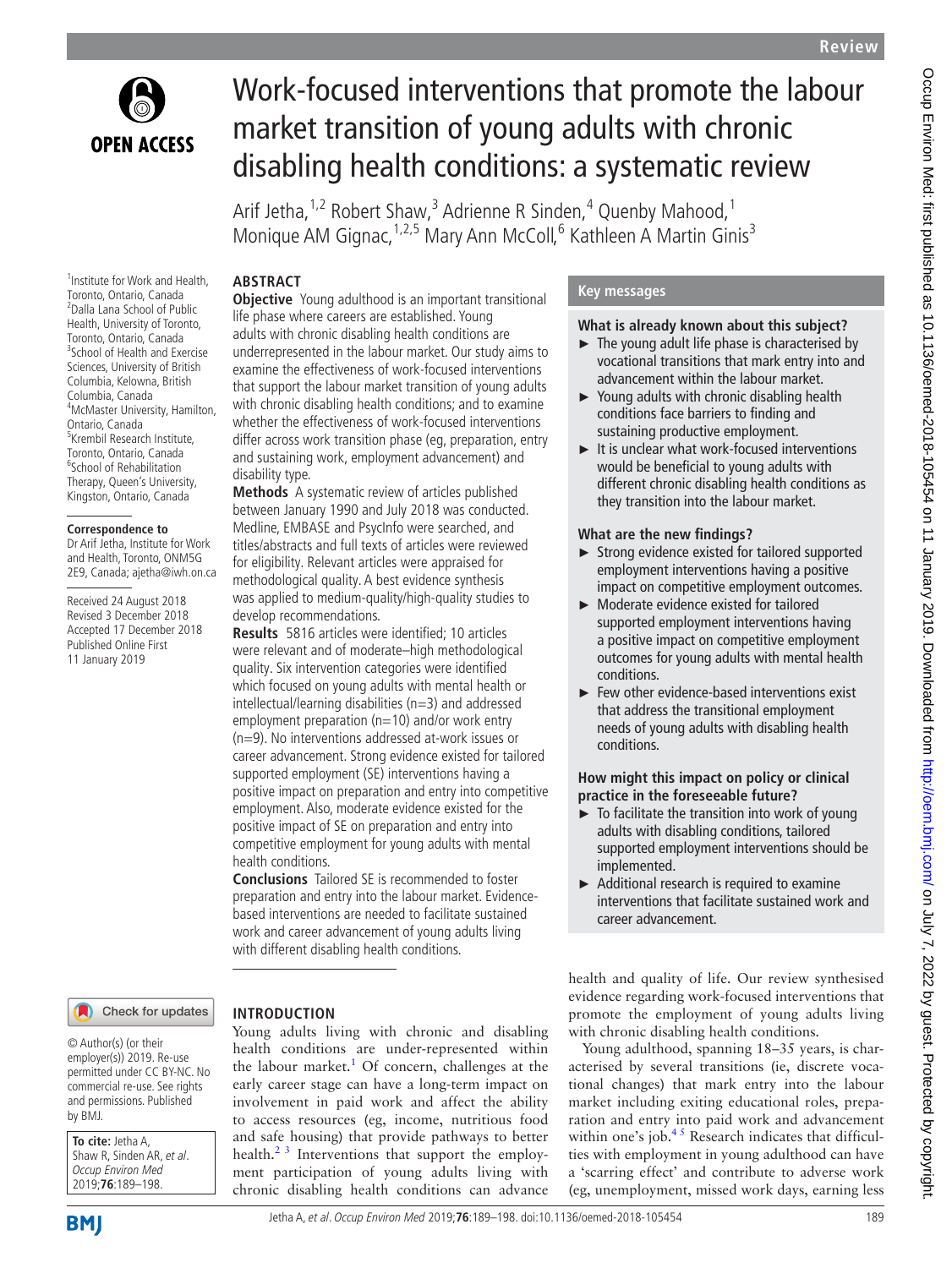# Work-focused interventions that promote the labour market transition of young adults with chronic disabling health conditions: a systematic review

Arif Jetha,[1,2] Robert Shaw,[3] Adrienne R Sinden,[4] Quenby Mahood,[1] Monique AM Gignac,[1,2,5] Mary Ann McColl,[6] Kathleen A Martin Ginis[3]

[1]Institute for Work and Health, Toronto, Ontario, Canada
[2]Dalla Lana School of Public Health, University of Toronto, Toronto, Ontario, Canada
[3]School of Health and Exercise Sciences, University of British Columbia, Kelowna, British Columbia, Canada
[4]McMaster University, Hamilton, Ontario, Canada
[5]Krembil Research Institute, Toronto, Ontario, Canada
[6]School of Rehabilitation Therapy, Queen's University, Kingston, Ontario, Canada

**Correspondence to**
Dr Arif Jetha, Institute for Work and Health, Toronto, ONM5G 2E9, Canada; ajetha@iwh.on.ca

Received 24 August 2018
Revised 3 December 2018
Accepted 17 December 2018
Published Online First 11 January 2019

© Author(s) (or their employer(s)) 2019. Re-use permitted under CC BY-NC. No commercial re-use. See rights and permissions. Published by BMJ.

**To cite:** Jetha A, Shaw R, Sinden AR, *et al*. *Occup Environ Med* 2019;**76**:189–198.

## ABSTRACT

**Objective** Young adulthood is an important transitional life phase where careers are established. Young adults with chronic disabling health conditions are underrepresented in the labour market. Our study aims to examine the effectiveness of work-focused interventions that support the labour market transition of young adults with chronic disabling health conditions; and to examine whether the effectiveness of work-focused interventions differ across work transition phase (eg, preparation, entry and sustaining work, employment advancement) and disability type.

**Methods** A systematic review of articles published between January 1990 and July 2018 was conducted. Medline, EMBASE and PsycInfo were searched, and titles/abstracts and full texts of articles were reviewed for eligibility. Relevant articles were appraised for methodological quality. A best evidence synthesis was applied to medium-quality/high-quality studies to develop recommendations.

**Results** 5816 articles were identified; 10 articles were relevant and of moderate–high methodological quality. Six intervention categories were identified which focused on young adults with mental health or intellectual/learning disabilities (n=3) and addressed employment preparation (n=10) and/or work entry (n=9). No interventions addressed at-work issues or career advancement. Strong evidence existed for tailored supported employment (SE) interventions having a positive impact on preparation and entry into competitive employment. Also, moderate evidence existed for the positive impact of SE on preparation and entry into competitive employment for young adults with mental health conditions.

**Conclusions** Tailored SE is recommended to foster preparation and entry into the labour market. Evidence-based interventions are needed to facilitate sustained work and career advancement of young adults living with different disabling health conditions.

## Key messages

**What is already known about this subject?**

- The young adult life phase is characterised by vocational transitions that mark entry into and advancement within the labour market.
- Young adults with chronic disabling health conditions face barriers to finding and sustaining productive employment.
- It is unclear what work-focused interventions would be beneficial to young adults with different chronic disabling health conditions as they transition into the labour market.

**What are the new findings?**

- Strong evidence existed for tailored supported employment interventions having a positive impact on competitive employment outcomes.
- Moderate evidence existed for tailored supported employment interventions having a positive impact on competitive employment outcomes for young adults with mental health conditions.
- Few other evidence-based interventions exist that address the transitional employment needs of young adults with disabling health conditions.

**How might this impact on policy or clinical practice in the foreseeable future?**

- To facilitate the transition into work of young adults with disabling conditions, tailored supported employment interventions should be implemented.
- Additional research is required to examine interventions that facilitate sustained work and career advancement.

## INTRODUCTION

Young adults living with chronic and disabling health conditions are under-represented within the labour market.[1] Of concern, challenges at the early career stage can have a long-term impact on involvement in paid work and affect the ability to access resources (eg, income, nutritious food and safe housing) that provide pathways to better health.[2,3] Interventions that support the employment participation of young adults living with chronic disabling health conditions can advance health and quality of life. Our review synthesised evidence regarding work-focused interventions that promote the employment of young adults living with chronic disabling health conditions.

Young adulthood, spanning 18–35 years, is characterised by several transitions (ie, discrete vocational changes) that mark entry into the labour market including exiting educational roles, preparation and entry into paid work and advancement within one's job.[4,5] Research indicates that difficulties with employment in young adulthood can have a 'scarring effect' and contribute to adverse work (eg, unemployment, missed work days, earning less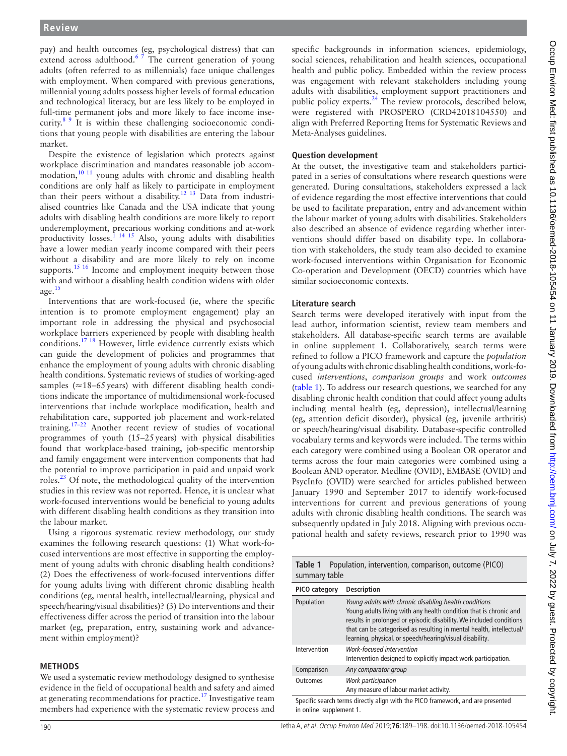pay) and health outcomes (eg, psychological distress) that can extend across adulthood.[6 7] The current generation of young adults (often referred to as millennials) face unique challenges with employment. When compared with previous generations, millennial young adults possess higher levels of formal education and technological literacy, but are less likely to be employed in full-time permanent jobs and more likely to face income insecurity.[8 9] It is within these challenging socioeconomic conditions that young people with disabilities are entering the labour market.

Despite the existence of legislation which protects against workplace discrimination and mandates reasonable job accommodation,[10 11] young adults with chronic and disabling health conditions are only half as likely to participate in employment than their peers without a disability.[12 13] Data from industrialised countries like Canada and the USA indicate that young adults with disabling health conditions are more likely to report underemployment, precarious working conditions and at-work productivity losses.[1 14 15] Also, young adults with disabilities have a lower median yearly income compared with their peers without a disability and are more likely to rely on income supports.[15 16] Income and employment inequity between those with and without a disabling health condition widens with older age.[15]

Interventions that are work-focused (ie, where the specific intention is to promote employment engagement) play an important role in addressing the physical and psychosocial workplace barriers experienced by people with disabling health conditions.[17 18] However, little evidence currently exists which can guide the development of policies and programmes that enhance the employment of young adults with chronic disabling health conditions. Systematic reviews of studies of working-aged samples (≈18–65 years) with different disabling health conditions indicate the importance of multidimensional work-focused interventions that include workplace modification, health and rehabilitation care, supported job placement and work-related training.[17–22] Another recent review of studies of vocational programmes of youth (15–25 years) with physical disabilities found that workplace-based training, job-specific mentorship and family engagement were intervention components that had the potential to improve participation in paid and unpaid work roles.[23] Of note, the methodological quality of the intervention studies in this review was not reported. Hence, it is unclear what work-focused interventions would be beneficial to young adults with different disabling health conditions as they transition into the labour market.

Using a rigorous systematic review methodology, our study examines the following research questions: (1) What work-focused interventions are most effective in supporting the employment of young adults with chronic disabling health conditions? (2) Does the effectiveness of work-focused interventions differ for young adults living with different chronic disabling health conditions (eg, mental health, intellectual/learning, physical and speech/hearing/visual disabilities)? (3) Do interventions and their effectiveness differ across the period of transition into the labour market (eg, preparation, entry, sustaining work and advancement within employment)?

## METHODS

We used a systematic review methodology designed to synthesise evidence in the field of occupational health and safety and aimed at generating recommendations for practice.[17] Investigative team members had experience with the systematic review process and specific backgrounds in information sciences, epidemiology, social sciences, rehabilitation and health sciences, occupational health and public policy. Embedded within the review process was engagement with relevant stakeholders including young adults with disabilities, employment support practitioners and public policy experts.[24] The review protocols, described below, were registered with PROSPERO (CRD42018104550) and align with Preferred Reporting Items for Systematic Reviews and Meta-Analyses guidelines.

### Question development

At the outset, the investigative team and stakeholders participated in a series of consultations where research questions were generated. During consultations, stakeholders expressed a lack of evidence regarding the most effective interventions that could be used to facilitate preparation, entry and advancement within the labour market of young adults with disabilities. Stakeholders also described an absence of evidence regarding whether interventions should differ based on disability type. In collaboration with stakeholders, the study team also decided to examine work-focused interventions within Organisation for Economic Co-operation and Development (OECD) countries which have similar socioeconomic contexts.

### Literature search

Search terms were developed iteratively with input from the lead author, information scientist, review team members and stakeholders. All database-specific search terms are available in online supplement 1. Collaboratively, search terms were refined to follow a PICO framework and capture the *population* of young adults with chronic disabling health conditions, work-focused *interventions*, *comparison groups* and work *outcomes* (table 1). To address our research questions, we searched for any disabling chronic health condition that could affect young adults including mental health (eg, depression), intellectual/learning (eg, attention deficit disorder), physical (eg, juvenile arthritis) or speech/hearing/visual disability. Database-specific controlled vocabulary terms and keywords were included. The terms within each category were combined using a Boolean OR operator and terms across the four main categories were combined using a Boolean AND operator. Medline (OVID), EMBASE (OVID) and PsycInfo (OVID) were searched for articles published between January 1990 and September 2017 to identify work-focused interventions for current and previous generations of young adults with chronic disabling health conditions. The search was subsequently updated in July 2018. Aligning with previous occupational health and safety reviews, research prior to 1990 was

**Table 1** Population, intervention, comparison, outcome (PICO) summary table

| PICO category | Description |
|---|---|
| Population | *Young adults with chronic disabling health conditions* Young adults living with any health condition that is chronic and results in prolonged or episodic disability. We included conditions that can be categorised as resulting in mental health, intellectual/learning, physical, or speech/hearing/visual disability. |
| Intervention | *Work-focused intervention* Intervention designed to explicitly impact work participation. |
| Comparison | *Any comparator group* |
| Outcomes | *Work participation* Any measure of labour market activity. |

Specific search terms directly align with the PICO framework, and are presented in online supplement 1.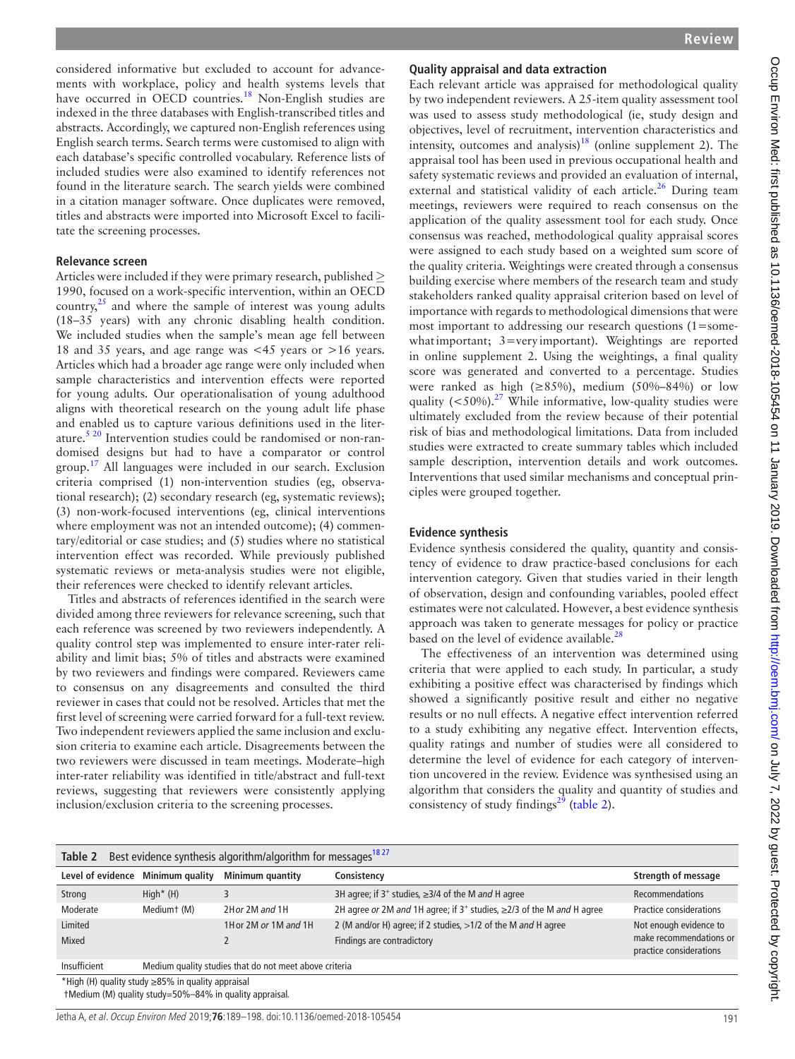considered informative but excluded to account for advancements with workplace, policy and health systems levels that have occurred in OECD countries.[18] Non-English studies are indexed in the three databases with English-transcribed titles and abstracts. Accordingly, we captured non-English references using English search terms. Search terms were customised to align with each database's specific controlled vocabulary. Reference lists of included studies were also examined to identify references not found in the literature search. The search yields were combined in a citation manager software. Once duplicates were removed, titles and abstracts were imported into Microsoft Excel to facilitate the screening processes.

### Relevance screen

Articles were included if they were primary research, published ≥ 1990, focused on a work-specific intervention, within an OECD country,[25] and where the sample of interest was young adults (18–35 years) with any chronic disabling health condition. We included studies when the sample's mean age fell between 18 and 35 years, and age range was <45 years or >16 years. Articles which had a broader age range were only included when sample characteristics and intervention effects were reported for young adults. Our operationalisation of young adulthood aligns with theoretical research on the young adult life phase and enabled us to capture various definitions used in the literature.[5 20] Intervention studies could be randomised or non-randomised designs but had to have a comparator or control group.[17] All languages were included in our search. Exclusion criteria comprised (1) non-intervention studies (eg, observational research); (2) secondary research (eg, systematic reviews); (3) non-work-focused interventions (eg, clinical interventions where employment was not an intended outcome); (4) commentary/editorial or case studies; and (5) studies where no statistical intervention effect was recorded. While previously published systematic reviews or meta-analysis studies were not eligible, their references were checked to identify relevant articles.

Titles and abstracts of references identified in the search were divided among three reviewers for relevance screening, such that each reference was screened by two reviewers independently. A quality control step was implemented to ensure inter-rater reliability and limit bias; 5% of titles and abstracts were examined by two reviewers and findings were compared. Reviewers came to consensus on any disagreements and consulted the third reviewer in cases that could not be resolved. Articles that met the first level of screening were carried forward for a full-text review. Two independent reviewers applied the same inclusion and exclusion criteria to examine each article. Disagreements between the two reviewers were discussed in team meetings. Moderate–high inter-rater reliability was identified in title/abstract and full-text reviews, suggesting that reviewers were consistently applying inclusion/exclusion criteria to the screening processes.

### Quality appraisal and data extraction

Each relevant article was appraised for methodological quality by two independent reviewers. A 25-item quality assessment tool was used to assess study methodological (ie, study design and objectives, level of recruitment, intervention characteristics and intensity, outcomes and analysis)[18] (online supplement 2). The appraisal tool has been used in previous occupational health and safety systematic reviews and provided an evaluation of internal, external and statistical validity of each article.[26] During team meetings, reviewers were required to reach consensus on the application of the quality assessment tool for each study. Once consensus was reached, methodological quality appraisal scores were assigned to each study based on a weighted sum score of the quality criteria. Weightings were created through a consensus building exercise where members of the research team and study stakeholders ranked quality appraisal criterion based on level of importance with regards to methodological dimensions that were most important to addressing our research questions (1=somewhat important; 3=very important). Weightings are reported in online supplement 2. Using the weightings, a final quality score was generated and converted to a percentage. Studies were ranked as high (≥85%), medium (50%–84%) or low quality (<50%).[27] While informative, low-quality studies were ultimately excluded from the review because of their potential risk of bias and methodological limitations. Data from included studies were extracted to create summary tables which included sample description, intervention details and work outcomes. Interventions that used similar mechanisms and conceptual principles were grouped together.

### Evidence synthesis

Evidence synthesis considered the quality, quantity and consistency of evidence to draw practice-based conclusions for each intervention category. Given that studies varied in their length of observation, design and confounding variables, pooled effect estimates were not calculated. However, a best evidence synthesis approach was taken to generate messages for policy or practice based on the level of evidence available.[28]

The effectiveness of an intervention was determined using criteria that were applied to each study. In particular, a study exhibiting a positive effect was characterised by findings which showed a significantly positive result and either no negative results or no null effects. A negative effect intervention referred to a study exhibiting any negative effect. Intervention effects, quality ratings and number of studies were all considered to determine the level of evidence for each category of intervention uncovered in the review. Evidence was synthesised using an algorithm that considers the quality and quantity of studies and consistency of study findings[29] (table 2).

**Table 2** Best evidence synthesis algorithm/algorithm for messages[18 27]

| Level of evidence | Minimum quality | Minimum quantity | Consistency | Strength of message |
|---|---|---|---|---|
| Strong | High* (H) | 3 | 3H agree; if 3+ studies, ≥3/4 of the M *and* H agree | Recommendations |
| Moderate | Medium† (M) | 2H *or* 2M *and* 1H | 2H agree *or* 2M *and* 1H agree; if 3+ studies, ≥2/3 of the M *and* H agree | Practice considerations |
| Limited | | 1H *or* 2M *or* 1M *and* 1H | 2 (M and/or H) agree; if 2 studies, >1/2 of the M *and* H agree | Not enough evidence to make recommendations or practice considerations |
| Mixed | | 2 | Findings are contradictory | |
| Insufficient | Medium quality studies that do not meet above criteria | | | |

*High (H) quality study ≥85% in quality appraisal
†Medium (M) quality study=50%–84% in quality appraisal.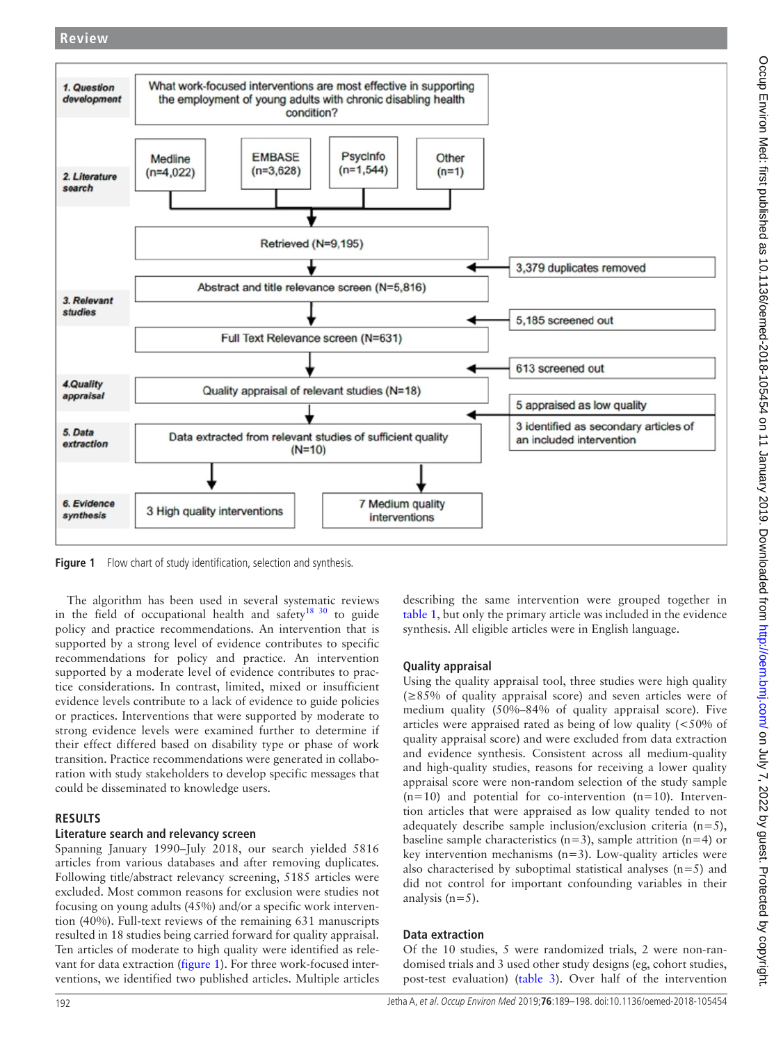**1. Question development**

What work-focused interventions are most effective in supporting the employment of young adults with chronic disabling health condition?

**2. Literature search**

Medline (n=4,022) | EMBASE (n=3,628) | PsycInfo (n=1,544) | Other (n=1)

Retrieved (N=9,195)

3,379 duplicates removed

**3. Relevant studies**

Abstract and title relevance screen (N=5,816)

5,185 screened out

Full Text Relevance screen (N=631)

613 screened out

**4. Quality appraisal**

Quality appraisal of relevant studies (N=18)

5 appraised as low quality

3 identified as secondary articles of an included intervention

**5. Data extraction**

Data extracted from relevant studies of sufficient quality (N=10)

**6. Evidence synthesis**

3 High quality interventions | 7 Medium quality interventions

**Figure 1** Flow chart of study identification, selection and synthesis.

The algorithm has been used in several systematic reviews in the field of occupational health and safety[18 30] to guide policy and practice recommendations. An intervention that is supported by a strong level of evidence contributes to specific recommendations for policy and practice. An intervention supported by a moderate level of evidence contributes to practice considerations. In contrast, limited, mixed or insufficient evidence levels contribute to a lack of evidence to guide policies or practices. Interventions that were supported by moderate to strong evidence levels were examined further to determine if their effect differed based on disability type or phase of work transition. Practice recommendations were generated in collaboration with study stakeholders to develop specific messages that could be disseminated to knowledge users.

## RESULTS

### Literature search and relevancy screen

Spanning January 1990–July 2018, our search yielded 5816 articles from various databases and after removing duplicates. Following title/abstract relevancy screening, 5185 articles were excluded. Most common reasons for exclusion were studies not focusing on young adults (45%) and/or a specific work intervention (40%). Full-text reviews of the remaining 631 manuscripts resulted in 18 studies being carried forward for quality appraisal. Ten articles of moderate to high quality were identified as relevant for data extraction (figure 1). For three work-focused interventions, we identified two published articles. Multiple articles describing the same intervention were grouped together in table 1, but only the primary article was included in the evidence synthesis. All eligible articles were in English language.

### Quality appraisal

Using the quality appraisal tool, three studies were high quality (≥85% of quality appraisal score) and seven articles were of medium quality (50%–84% of quality appraisal score). Five articles were appraised rated as being of low quality (<50% of quality appraisal score) and were excluded from data extraction and evidence synthesis. Consistent across all medium-quality and high-quality studies, reasons for receiving a lower quality appraisal score were non-random selection of the study sample (n=10) and potential for co-intervention (n=10). Intervention articles that were appraised as low quality tended to not adequately describe sample inclusion/exclusion criteria (n=5), baseline sample characteristics (n=3), sample attrition (n=4) or key intervention mechanisms (n=3). Low-quality articles were also characterised by suboptimal statistical analyses (n=5) and did not control for important confounding variables in their analysis (n=5).

### Data extraction

Of the 10 studies, 5 were randomized trials, 2 were non-randomised trials and 3 used other study designs (eg, cohort studies, post-test evaluation) (table 3). Over half of the intervention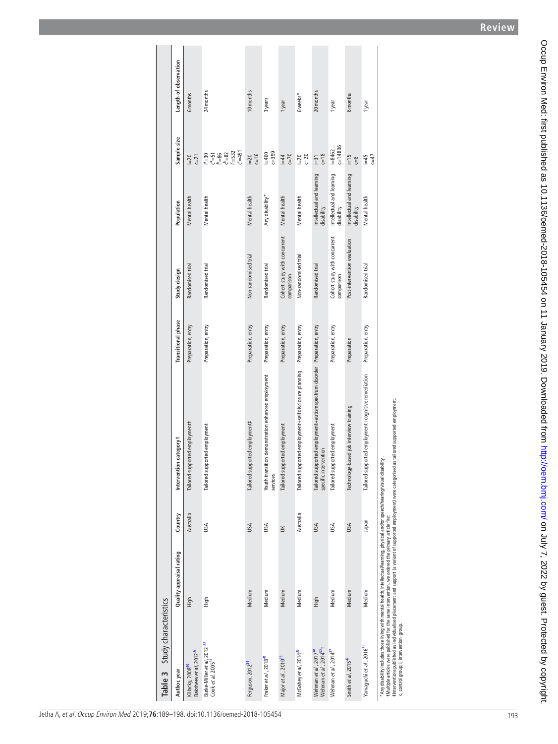**Table 3 Study characteristics**

| Author, year | Quality appraisal rating | Country | Intervention category† | Transitional phase | Study design | Population | Sample size | Length of observation |
|---|---|---|---|---|---|---|---|---|
| Killackey, 2008[40]<br>Bakhsheev et al, 2012[32] | High | Australia | Tailored supported employment‡ | Preparation, entry | Randomised trial | Mental health | i=20<br>c=21 | 6 months |
| Burke-Miller et al, 2012[33]<br>Cook et al, 2005[51] | High | USA | Tailored supported employment | Preparation, entry | Randomised trial | Mental health | $i^a$=30<br>$c^a$=51<br>$i^b$=86<br>$c^b$=82<br>$i^c$=532<br>$c^c$=491 | 24 months |
| Ferguson, 2012[34] | Medium | USA | Tailored supported employment‡ | Preparation, entry | Non-randomised trial | Mental health | i=20<br>c=16 | 10 months |
| Fraker et al, 2018[41] | Medium | USA | Youth transition demonstration enhanced employment services | Preparation, entry | Randomised trial | Any disability* | i=460<br>c=399 | 3 years |
| Major et al, 2010[35] | Medium | UK | Tailored supported employment | Preparation, entry | Cohort study with concurrent comparison | Mental health | i=44<br>c=70 | 1 year |
| McGahey et al, 2014[36] | Medium | Australia | Tailored supported employment+self-disclosure planning | Preparation, entry | Non-randomised trial | Mental health | i=20<br>c=20 | 6 weeks* |
| Wehman et al, 2017[38]<br>Wehman et al, 2014[52]† | High | USA | Tailored supported employment+autism spectrum disorder specific intervention | Preparation, entry | Randomised trial | Intellectual and learning disability | i=31<br>c=18 | 20 months |
| Wehman et al, 2014[37] | Medium | USA | Tailored supported employment | Preparation, entry | Cohort study with concurrent comparison | Intellectual and learning disability | i=8462<br>c=14836 | 1 year |
| Smith et al, 2015[42] | Medium | USA | Technology-based job interview training | Preparation | Post-intervention evaluation | Intellectual and learning disability | i=15<br>c=8 | 6 months |
| Yamaguchi et al, 2016[31] | Medium | Japan | Tailored supported employment+cognitive remediation | Preparation, entry | Randomised trial | Mental health | i=45<br>c=47 | 1 year |

*Any disability includes those living with mental health, intellectual/learning, physical and/or speech/hearing/visual disability.
†Multiple articles were published for the same intervention, we ordered the primary article first.
‡Interventions published as individualised placement and support (a variant of supported employment) were categorised as tailored supported employment.
c, control group; i, intervention group.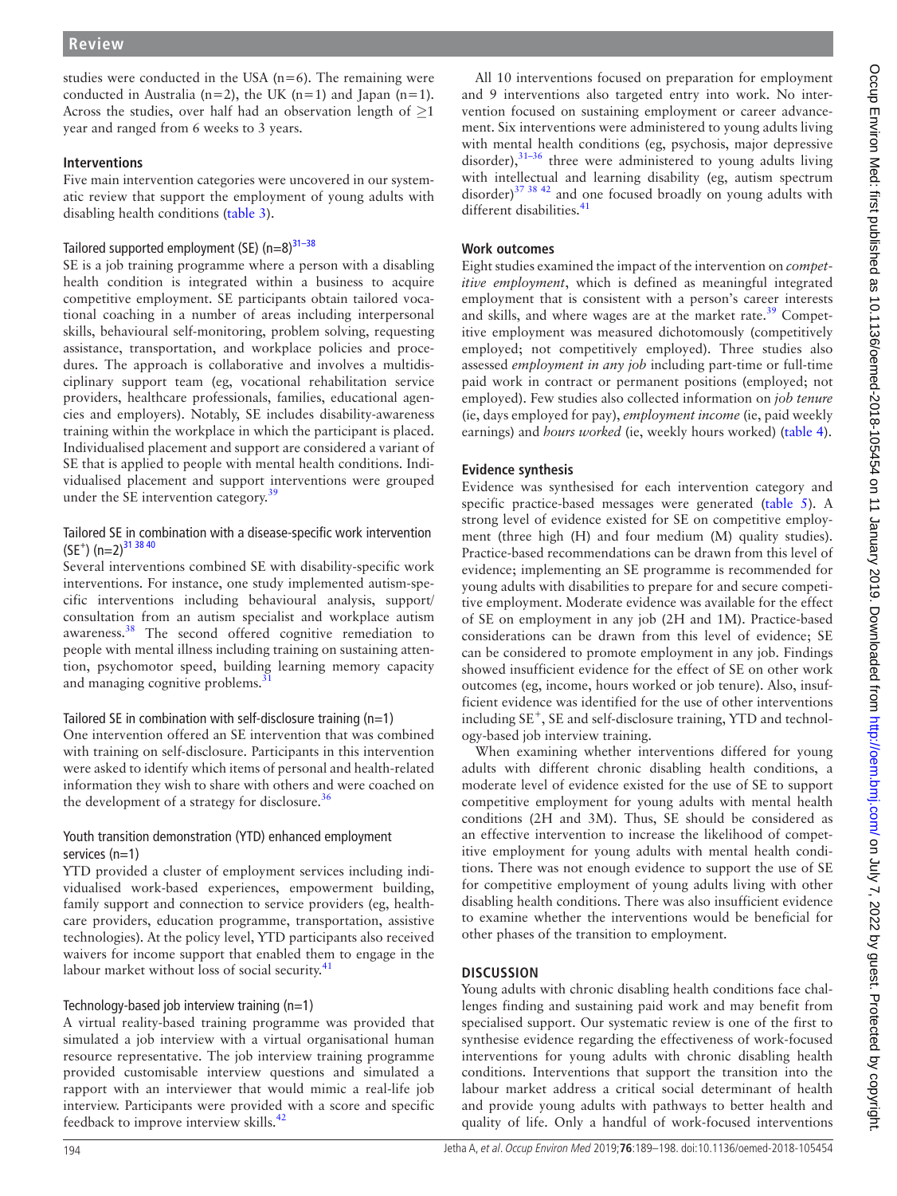studies were conducted in the USA (n=6). The remaining were conducted in Australia (n=2), the UK (n=1) and Japan (n=1). Across the studies, over half had an observation length of ≥1 year and ranged from 6 weeks to 3 years.

### Interventions

Five main intervention categories were uncovered in our systematic review that support the employment of young adults with disabling health conditions (table 3).

#### Tailored supported employment (SE) (n=8)[31–38]

SE is a job training programme where a person with a disabling health condition is integrated within a business to acquire competitive employment. SE participants obtain tailored vocational coaching in a number of areas including interpersonal skills, behavioural self-monitoring, problem solving, requesting assistance, transportation, and workplace policies and procedures. The approach is collaborative and involves a multidisciplinary support team (eg, vocational rehabilitation service providers, healthcare professionals, families, educational agencies and employers). Notably, SE includes disability-awareness training within the workplace in which the participant is placed. Individualised placement and support are considered a variant of SE that is applied to people with mental health conditions. Individualised placement and support interventions were grouped under the SE intervention category.[39]

#### Tailored SE in combination with a disease-specific work intervention ($SE^+$) (n=2)[31 38 40]

Several interventions combined SE with disability-specific work interventions. For instance, one study implemented autism-specific interventions including behavioural analysis, support/consultation from an autism specialist and workplace autism awareness.[38] The second offered cognitive remediation to people with mental illness including training on sustaining attention, psychomotor speed, building learning memory capacity and managing cognitive problems.[31]

#### Tailored SE in combination with self-disclosure training (n=1)

One intervention offered an SE intervention that was combined with training on self-disclosure. Participants in this intervention were asked to identify which items of personal and health-related information they wish to share with others and were coached on the development of a strategy for disclosure.[36]

#### Youth transition demonstration (YTD) enhanced employment services (n=1)

YTD provided a cluster of employment services including individualised work-based experiences, empowerment building, family support and connection to service providers (eg, healthcare providers, education programme, transportation, assistive technologies). At the policy level, YTD participants also received waivers for income support that enabled them to engage in the labour market without loss of social security.[41]

#### Technology-based job interview training (n=1)

A virtual reality-based training programme was provided that simulated a job interview with a virtual organisational human resource representative. The job interview training programme provided customisable interview questions and simulated a rapport with an interviewer that would mimic a real-life job interview. Participants were provided with a score and specific feedback to improve interview skills.[42]

All 10 interventions focused on preparation for employment and 9 interventions also targeted entry into work. No intervention focused on sustaining employment or career advancement. Six interventions were administered to young adults living with mental health conditions (eg, psychosis, major depressive disorder),[31–36] three were administered to young adults living with intellectual and learning disability (eg, autism spectrum disorder)[37 38 42] and one focused broadly on young adults with different disabilities.[41]

### Work outcomes

Eight studies examined the impact of the intervention on *competitive employment*, which is defined as meaningful integrated employment that is consistent with a person's career interests and skills, and where wages are at the market rate.[39] Competitive employment was measured dichotomously (competitively employed; not competitively employed). Three studies also assessed *employment in any job* including part-time or full-time paid work in contract or permanent positions (employed; not employed). Few studies also collected information on *job tenure* (ie, days employed for pay), *employment income* (ie, paid weekly earnings) and *hours worked* (ie, weekly hours worked) (table 4).

### Evidence synthesis

Evidence was synthesised for each intervention category and specific practice-based messages were generated (table 5). A strong level of evidence existed for SE on competitive employment (three high (H) and four medium (M) quality studies). Practice-based recommendations can be drawn from this level of evidence; implementing an SE programme is recommended for young adults with disabilities to prepare for and secure competitive employment. Moderate evidence was available for the effect of SE on employment in any job (2H and 1M). Practice-based considerations can be drawn from this level of evidence; SE can be considered to promote employment in any job. Findings showed insufficient evidence for the effect of SE on other work outcomes (eg, income, hours worked or job tenure). Also, insufficient evidence was identified for the use of other interventions including $SE^+$, SE and self-disclosure training, YTD and technology-based job interview training.

When examining whether interventions differed for young adults with different chronic disabling health conditions, a moderate level of evidence existed for the use of SE to support competitive employment for young adults with mental health conditions (2H and 3M). Thus, SE should be considered as an effective intervention to increase the likelihood of competitive employment for young adults with mental health conditions. There was not enough evidence to support the use of SE for competitive employment of young adults living with other disabling health conditions. There was also insufficient evidence to examine whether the interventions would be beneficial for other phases of the transition to employment.

## DISCUSSION

Young adults with chronic disabling health conditions face challenges finding and sustaining paid work and may benefit from specialised support. Our systematic review is one of the first to synthesise evidence regarding the effectiveness of work-focused interventions for young adults with chronic disabling health conditions. Interventions that support the transition into the labour market address a critical social determinant of health and provide young adults with pathways to better health and quality of life. Only a handful of work-focused interventions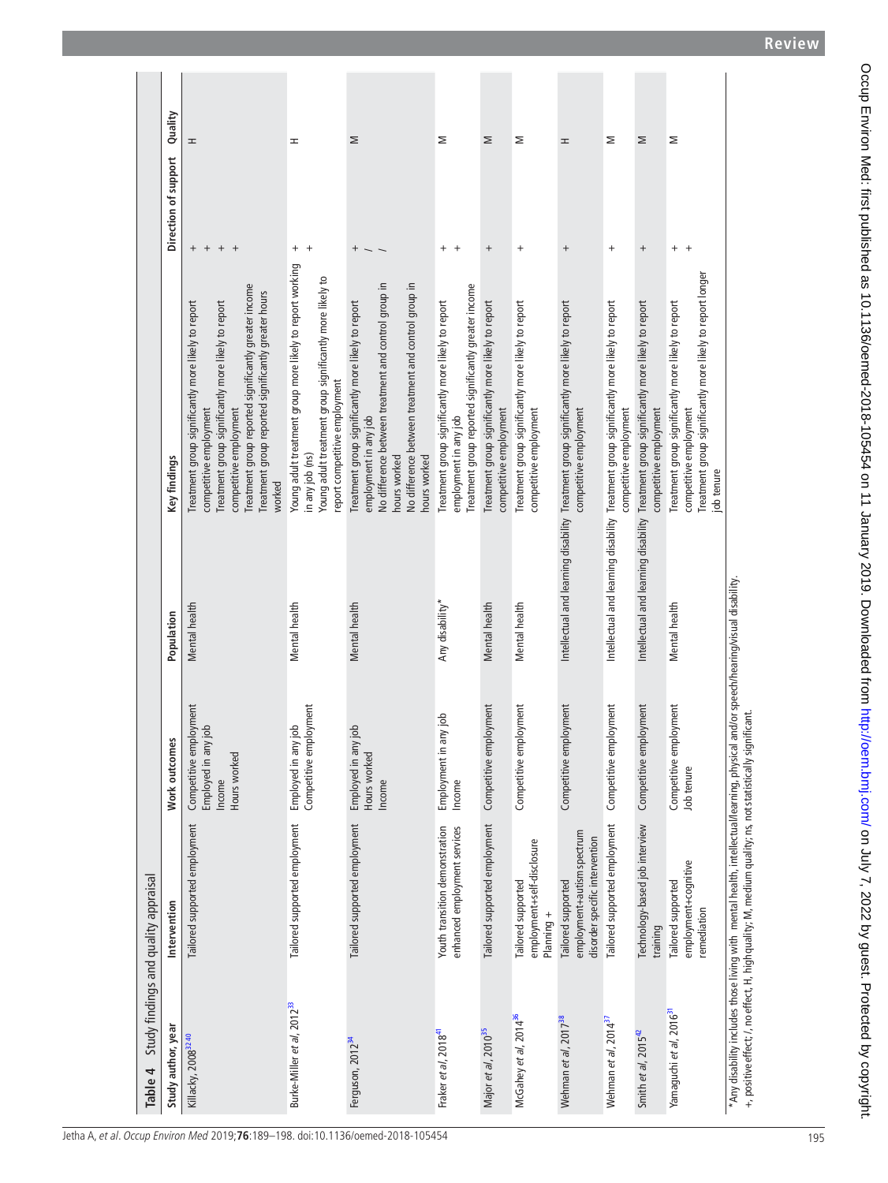**Table 4** Study findings and quality appraisal

| Study author, year | Intervention | Work outcomes | Population | Key findings | Direction of support | Quality |
|---|---|---|---|---|---|---|
| Killackey, 2008[32 40] | Tailored supported employment | Competitive employment<br>Employed in any job<br>Income<br>Hours worked | Mental health | Treatment group significantly more likely to report competitive employment<br>Treatment group significantly more likely to report competitive employment<br>Treatment group reported significantly greater income<br>Treatment group reported significantly greater hours worked | +<br>+<br>+<br>+ | H |
| Burke-Miller et al, 2012[33] | Tailored supported employment | Employed in any job<br>Competitive employment | Mental health | Young adult treatment group more likely to report working in any job (ns)<br>Young adult treatment group significantly more likely to report competitive employment | +<br>+ | H |
| Ferguson, 2012[34] | Tailored supported employment | Employed in any job<br>Hours worked<br>Income | Mental health | Treatment group significantly more likely to report employment in any job<br>No difference between treatment and control group in hours worked<br>No difference between treatment and control group in hours worked | +<br>/<br>/ | M |
| Fraker et al, 2018[41] | Youth transition demonstration enhanced employment services | Employment in any job<br>Income | Any disability* | Treatment group significantly more likely to report employment in any job<br>Treatment group reported significantly greater income | +<br>+ | M |
| Major et al, 2010[35] | Tailored supported employment | Competitive employment | Mental health | Treatment group significantly more likely to report competitive employment | + | M |
| McGahey et al, 2014[36] | Tailored supported employment+self-disclosure Planning + | Competitive employment | Mental health | Treatment group significantly more likely to report competitive employment | + | M |
| Wehman et al, 2017[38] | Tailored supported employment+autism spectrum disorder specific intervention | Competitive employment | Intellectual and learning disability | Treatment group significantly more likely to report competitive employment | + | H |
| Wehman et al, 2014[37] | Tailored supported employment | Competitive employment | Intellectual and learning disability | Treatment group significantly more likely to report competitive employment | + | M |
| Smith et al, 2015[42] | Technology-based job interview training | Competitive employment | Intellectual and learning disability | Treatment group significantly more likely to report competitive employment | + | M |
| Yamaguchi et al, 2016[31] | Tailored supported employment+cognitive remediation | Competitive employment<br>Job tenure | Mental health | Treatment group significantly more likely to report competitive employment<br>Treatment group significantly more likely to report longer job tenure | +<br>+ | M |

*Any disability includes those living with mental health, intellectual/learning, physical and/or speech/hearing/visual disability.
+, positive effect; /, no effect; H, highquality; M, medium quality; ns, not statistically significant.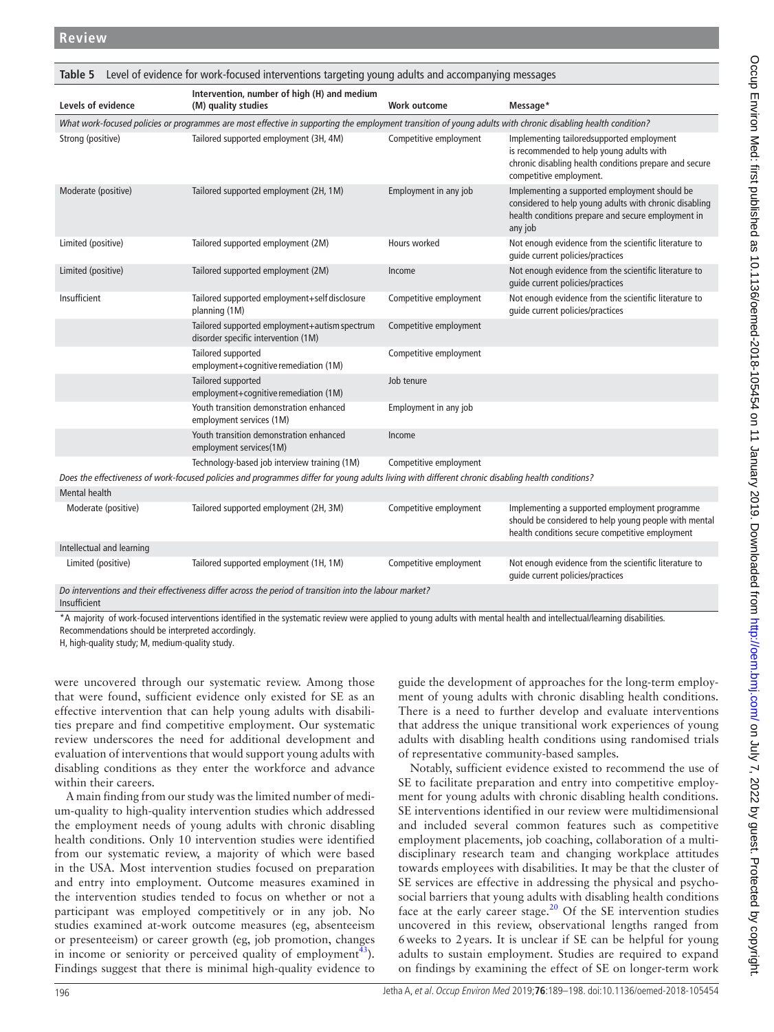**Table 5** Level of evidence for work-focused interventions targeting young adults and accompanying messages

| Levels of evidence | Intervention, number of high (H) and medium (M) quality studies | Work outcome | Message* |
|---|---|---|---|
| *What work-focused policies or programmes are most effective in supporting the employment transition of young adults with chronic disabling health condition?* | | | |
| Strong (positive) | Tailored supported employment (3H, 4M) | Competitive employment | Implementing tailoredsupported employment is recommended to help young adults with chronic disabling health conditions prepare and secure competitive employment. |
| Moderate (positive) | Tailored supported employment (2H, 1M) | Employment in any job | Implementing a supported employment should be considered to help young adults with chronic disabling health conditions prepare and secure employment in any job |
| Limited (positive) | Tailored supported employment (2M) | Hours worked | Not enough evidence from the scientific literature to guide current policies/practices |
| Limited (positive) | Tailored supported employment (2M) | Income | Not enough evidence from the scientific literature to guide current policies/practices |
| Insufficient | Tailored supported employment+self disclosure planning (1M) | Competitive employment | Not enough evidence from the scientific literature to guide current policies/practices |
| | Tailored supported employment+autism spectrum disorder specific intervention (1M) | Competitive employment | |
| | Tailored supported employment+cognitive remediation (1M) | Competitive employment | |
| | Tailored supported employment+cognitive remediation (1M) | Job tenure | |
| | Youth transition demonstration enhanced employment services (1M) | Employment in any job | |
| | Youth transition demonstration enhanced employment services(1M) | Income | |
| | Technology-based job interview training (1M) | Competitive employment | |
| *Does the effectiveness of work-focused policies and programmes differ for young adults living with different chronic disabling health conditions?* | | | |
| Mental health | | | |
| Moderate (positive) | Tailored supported employment (2H, 3M) | Competitive employment | Implementing a supported employment programme should be considered to help young people with mental health conditions secure competitive employment |
| Intellectual and learning | | | |
| Limited (positive) | Tailored supported employment (1H, 1M) | Competitive employment | Not enough evidence from the scientific literature to guide current policies/practices |
| *Do interventions and their effectiveness differ across the period of transition into the labour market?* | | | |
| Insufficient | | | |

*A majority of work-focused interventions identified in the systematic review were applied to young adults with mental health and intellectual/learning disabilities. Recommendations should be interpreted accordingly.

H, high-quality study; M, medium-quality study.

were uncovered through our systematic review. Among those that were found, sufficient evidence only existed for SE as an effective intervention that can help young adults with disabilities prepare and find competitive employment. Our systematic review underscores the need for additional development and evaluation of interventions that would support young adults with disabling conditions as they enter the workforce and advance within their careers.

A main finding from our study was the limited number of medium-quality to high-quality intervention studies which addressed the employment needs of young adults with chronic disabling health conditions. Only 10 intervention studies were identified from our systematic review, a majority of which were based in the USA. Most intervention studies focused on preparation and entry into employment. Outcome measures examined in the intervention studies tended to focus on whether or not a participant was employed competitively or in any job. No studies examined at-work outcome measures (eg, absenteeism or presenteeism) or career growth (eg, job promotion, changes in income or seniority or perceived quality of employment[43]). Findings suggest that there is minimal high-quality evidence to guide the development of approaches for the long-term employment of young adults with chronic disabling health conditions. There is a need to further develop and evaluate interventions that address the unique transitional work experiences of young adults with disabling health conditions using randomised trials of representative community-based samples.

Notably, sufficient evidence existed to recommend the use of SE to facilitate preparation and entry into competitive employment for young adults with chronic disabling health conditions. SE interventions identified in our review were multidimensional and included several common features such as competitive employment placements, job coaching, collaboration of a multidisciplinary research team and changing workplace attitudes towards employees with disabilities. It may be that the cluster of SE services are effective in addressing the physical and psychosocial barriers that young adults with disabling health conditions face at the early career stage.[20] Of the SE intervention studies uncovered in this review, observational lengths ranged from 6 weeks to 2 years. It is unclear if SE can be helpful for young adults to sustain employment. Studies are required to expand on findings by examining the effect of SE on longer-term work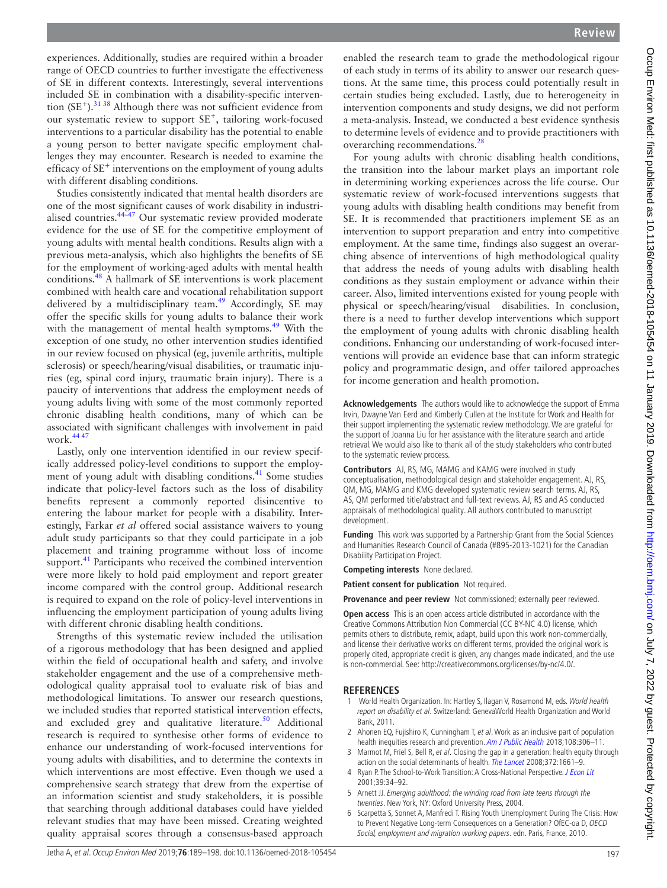experiences. Additionally, studies are required within a broader range of OECD countries to further investigate the effectiveness of SE in different contexts. Interestingly, several interventions included SE in combination with a disability-specific intervention ($SE^+$).[31 38] Although there was not sufficient evidence from our systematic review to support $SE^+$, tailoring work-focused interventions to a particular disability has the potential to enable a young person to better navigate specific employment challenges they may encounter. Research is needed to examine the efficacy of $SE^+$ interventions on the employment of young adults with different disabling conditions.

Studies consistently indicated that mental health disorders are one of the most significant causes of work disability in industrialised countries.[44–47] Our systematic review provided moderate evidence for the use of SE for the competitive employment of young adults with mental health conditions. Results align with a previous meta-analysis, which also highlights the benefits of SE for the employment of working-aged adults with mental health conditions.[48] A hallmark of SE interventions is work placement combined with health care and vocational rehabilitation support delivered by a multidisciplinary team.[49] Accordingly, SE may offer the specific skills for young adults to balance their work with the management of mental health symptoms.[49] With the exception of one study, no other intervention studies identified in our review focused on physical (eg, juvenile arthritis, multiple sclerosis) or speech/hearing/visual disabilities, or traumatic injuries (eg, spinal cord injury, traumatic brain injury). There is a paucity of interventions that address the employment needs of young adults living with some of the most commonly reported chronic disabling health conditions, many of which can be associated with significant challenges with involvement in paid work.[44 47]

Lastly, only one intervention identified in our review specifically addressed policy-level conditions to support the employment of young adult with disabling conditions.[41] Some studies indicate that policy-level factors such as the loss of disability benefits represent a commonly reported disincentive to entering the labour market for people with a disability. Interestingly, Farkar *et al* offered social assistance waivers to young adult study participants so that they could participate in a job placement and training programme without loss of income support.[41] Participants who received the combined intervention were more likely to hold paid employment and report greater income compared with the control group. Additional research is required to expand on the role of policy-level interventions in influencing the employment participation of young adults living with different chronic disabling health conditions.

Strengths of this systematic review included the utilisation of a rigorous methodology that has been designed and applied within the field of occupational health and safety, and involve stakeholder engagement and the use of a comprehensive methodological quality appraisal tool to evaluate risk of bias and methodological limitations. To answer our research questions, we included studies that reported statistical intervention effects, and excluded grey and qualitative literature.[50] Additional research is required to synthesise other forms of evidence to enhance our understanding of work-focused interventions for young adults with disabilities, and to determine the contexts in which interventions are most effective. Even though we used a comprehensive search strategy that drew from the expertise of an information scientist and study stakeholders, it is possible that searching through additional databases could have yielded relevant studies that may have been missed. Creating weighted quality appraisal scores through a consensus-based approach enabled the research team to grade the methodological rigour of each study in terms of its ability to answer our research questions. At the same time, this process could potentially result in certain studies being excluded. Lastly, due to heterogeneity in intervention components and study designs, we did not perform a meta-analysis. Instead, we conducted a best evidence synthesis to determine levels of evidence and to provide practitioners with overarching recommendations.[28]

For young adults with chronic disabling health conditions, the transition into the labour market plays an important role in determining working experiences across the life course. Our systematic review of work-focused interventions suggests that young adults with disabling health conditions may benefit from SE. It is recommended that practitioners implement SE as an intervention to support preparation and entry into competitive employment. At the same time, findings also suggest an overarching absence of interventions of high methodological quality that address the needs of young adults with disabling health conditions as they sustain employment or advance within their career. Also, limited interventions existed for young people with physical or speech/hearing/visual disabilities. In conclusion, there is a need to further develop interventions which support the employment of young adults with chronic disabling health conditions. Enhancing our understanding of work-focused interventions will provide an evidence base that can inform strategic policy and programmatic design, and offer tailored approaches for income generation and health promotion.

**Acknowledgements** The authors would like to acknowledge the support of Emma Irvin, Dwayne Van Eerd and Kimberly Cullen at the Institute for Work and Health for their support implementing the systematic review methodology. We are grateful for the support of Joanna Liu for her assistance with the literature search and article retrieval. We would also like to thank all of the study stakeholders who contributed to the systematic review process.

**Contributors** AJ, RS, MG, MAMG and KAMG were involved in study conceptualisation, methodological design and stakeholder engagement. AJ, RS, QM, MG, MAMG and KMG developed systematic review search terms. AJ, RS, AS, QM performed title/abstract and full-text reviews. AJ, RS and AS conducted appraisals of methodological quality. All authors contributed to manuscript development.

**Funding** This work was supported by a Partnership Grant from the Social Sciences and Humanities Research Council of Canada (#895-2013-1021) for the Canadian Disability Participation Project.

**Competing interests** None declared.

**Patient consent for publication** Not required.

**Provenance and peer review** Not commissioned; externally peer reviewed.

**Open access** This is an open access article distributed in accordance with the Creative Commons Attribution Non Commercial (CC BY-NC 4.0) license, which permits others to distribute, remix, adapt, build upon this work non-commercially, and license their derivative works on different terms, provided the original work is properly cited, appropriate credit is given, any changes made indicated, and the use is non-commercial. See: http://creativecommons.org/licenses/by-nc/4.0/.

## REFERENCES

1. World Health Organization. In: Hartley S, Ilagan V, Rosamond M, eds. *World health report on disability et al*. Switzerland: GenevaWorld Health Organization and World Bank, 2011.
2. Ahonen EQ, Fujishiro K, Cunningham T, *et al*. Work as an inclusive part of population health inequities research and prevention. *Am J Public Health* 2018;108:306–11.
3. Marmot M, Friel S, Bell R, *et al*. Closing the gap in a generation: health equity through action on the social determinants of health. *The Lancet* 2008;372:1661–9.
4. Ryan P. The School-to-Work Transition: A Cross-National Perspective. *J Econ Lit* 2001;39:34–92.
5. Arnett JJ. *Emerging adulthood: the winding road from late teens through the twenties*. New York, NY: Oxford University Press, 2004.
6. Scarpetta S, Sonnet A, Manfredi T. Rising Youth Unemployment During The Crisis: How to Prevent Negative Long-term Consequences on a Generation? OfEC-oa D, *OECD Social, employment and migration working papers*. edn. Paris, France, 2010.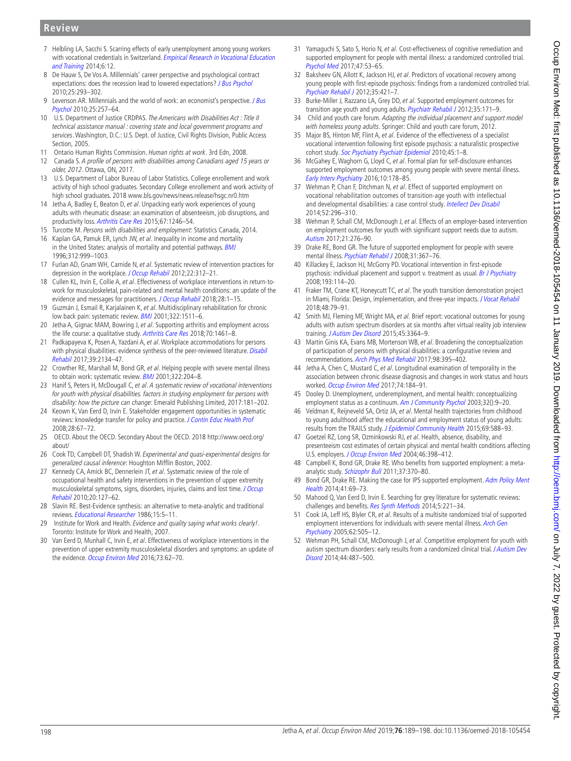7 Helbling LA, Sacchi S. Scarring effects of early unemployment among young workers with vocational credentials in Switzerland. *Empirical Research in Vocational Education and Training* 2014;6:12.
8 De Hauw S, De Vos A. Millennials' career perspective and psychological contract expectations: does the recession lead to lowered expectations? *J Bus Psychol* 2010;25:293–302.
9 Levenson AR. Millennials and the world of work: an economist's perspective. *J Bus Psychol* 2010;25:257–64.
10 U.S. Department of Justice CRDPAS. *The Americans with Disabilities Act : Title II technical assistance manual : covering state and local government programs and services*. Washington, D.C.: U.S. Dept. of Justice, Civil Rights Division, Public Access Section, 2005.
11 Ontario Human Rights Commission. *Human rights at work*. 3rd Edn, 2008.
12 Canada S. *A profile of persons with disabilities among Canadians aged 15 years or older, 2012*. Ottawa, ON, 2017.
13 U.S. Department of Labor Bureau of Labor Statistics. College enrollement and work activity of high school graduates. Secondary College enrollement and work activity of high school graduates. 2018 www.bls.gov/news/news.release/hsgc.nr0.htm
14 Jetha A, Badley E, Beaton D, *et al*. Unpacking early work experiences of young adults with rheumatic disease: an examination of absenteeism, job disruptions, and productivity loss. *Arthritis Care Res* 2015;67:1246–54.
15 Turcotte M. *Persons with disabilities and employment*: Statistics Canada, 2014.
16 Kaplan GA, Pamuk ER, Lynch JW, *et al*. Inequality in income and mortality in the United States: analysis of mortality and potential pathways. *BMJ* 1996;312:999–1003.
17 Furlan AD, Gnam WH, Carnide N, *et al*. Systematic review of intervention practices for depression in the workplace. *J Occup Rehabil* 2012;22:312–21.
18 Cullen KL, Irvin E, Collie A, *et al*. Effectiveness of workplace interventions in return-to-work for musculoskeletal, pain-related and mental health conditions: an update of the evidence and messages for practitioners. *J Occup Rehabil* 2018;28:1–15.
19 Guzmán J, Esmail R, Karjalainen K, *et al*. Multidisciplinary rehabilitation for chronic low back pain: systematic review. *BMJ* 2001;322:1511–6.
20 Jetha A, Gignac MAM, Bowring J, *et al*. Supporting arthritis and employment across the life course: a qualitative study. *Arthritis Care Res* 2018;70:1461–8.
21 Padkapayeva K, Posen A, Yazdani A, *et al*. Workplace accommodations for persons with physical disabilities: evidence synthesis of the peer-reviewed literature. *Disabil Rehabil* 2017;39:2134–47.
22 Crowther RE, Marshall M, Bond GR, *et al*. Helping people with severe mental illness to obtain work: systematic review. *BMJ* 2001;322:204–8.
23 Hanif S, Peters H, McDougall C, *et al*. *A systematic review of vocational interventions for youth with physical disabilities. factors in studying employment for persons with disability: how the picture can change*: Emerald Publishing Limited, 2017:181–202.
24 Keown K, Van Eerd D, Irvin E. Stakeholder engagement opportunities in systematic reviews: knowledge transfer for policy and practice. *J Contin Educ Health Prof* 2008;28:67–72.
25 OECD. About the OECD. Secondary About the OECD. 2018 http://www.oecd.org/about/
26 Cook TD, Campbell DT, Shadish W. *Experimental and quasi-experimental designs for generalized causal inference*: Houghton Mifflin Boston, 2002.
27 Kennedy CA, Amick BC, Dennerlein JT, *et al*. Systematic review of the role of occupational health and safety interventions in the prevention of upper extremity musculoskeletal symptoms, signs, disorders, injuries, claims and lost time. *J Occup Rehabil* 2010;20:127–62.
28 Slavin RE. Best-Evidence synthesis: an alternative to meta-analytic and traditional reviews. *Educational Researcher* 1986;15:5–11.
29 Institute for Work and Health. *Evidence and quality saying what works clearly!*. Toronto: Institute for Work and Health, 2007.
30 Van Eerd D, Munhall C, Irvin E, *et al*. Effectiveness of workplace interventions in the prevention of upper extremity musculoskeletal disorders and symptoms: an update of the evidence. *Occup Environ Med* 2016;73:62–70.
31 Yamaguchi S, Sato S, Horio N, *et al*. Cost-effectiveness of cognitive remediation and supported employment for people with mental illness: a randomized controlled trial. *Psychol Med* 2017;47:53–65.
32 Baksheev GN, Allott K, Jackson HJ, *et al*. Predictors of vocational recovery among young people with first-episode psychosis: findings from a randomized controlled trial. *Psychiatr Rehabil J* 2012;35:421–7.
33 Burke-Miller J, Razzano LA, Grey DD, *et al*. Supported employment outcomes for transition age youth and young adults. *Psychiatr Rehabil J* 2012;35:171–9.
34 Child and youth care forum. *Adapting the individual placement and support model with homeless young adults*. Springer: Child and youth care forum, 2012.
35 Major BS, Hinton MF, Flint A, *et al*. Evidence of the effectiveness of a specialist vocational intervention following first episode psychosis: a naturalistic prospective cohort study. *Soc Psychiatry Psychiatr Epidemiol* 2010;45:1–8.
36 McGahey E, Waghorn G, Lloyd C, *et al*. Formal plan for self-disclosure enhances supported employment outcomes among young people with severe mental illness. *Early Interv Psychiatry* 2016;10:178–85.
37 Wehman P, Chan F, Ditchman N, *et al*. Effect of supported employment on vocational rehabilitation outcomes of transition-age youth with intellectual and developmental disabilities: a case control study. *Intellect Dev Disabil* 2014;52:296–310.
38 Wehman P, Schall CM, McDonough J, *et al*. Effects of an employer-based intervention on employment outcomes for youth with significant support needs due to autism. *Autism* 2017;21:276–90.
39 Drake RE, Bond GR. The future of supported employment for people with severe mental illness. *Psychiatr Rehabil J* 2008;31:367–76.
40 Killackey E, Jackson HJ, McGorry PD. Vocational intervention in first-episode psychosis: individual placement and support v. treatment as usual. *Br J Psychiatry* 2008;193:114–20.
41 Fraker TM, Crane KT, Honeycutt TC, *et al*. The youth transition demonstration project in Miami, Florida: Design, implementation, and three-year impacts. *J Vocat Rehabil* 2018;48:79–91.
42 Smith MJ, Fleming MF, Wright MA, *et al*. Brief report: vocational outcomes for young adults with autism spectrum disorders at six months after virtual reality job interview training. *J Autism Dev Disord* 2015;45:3364–9.
43 Martin Ginis KA, Evans MB, Mortenson WB, *et al*. Broadening the conceptualization of participation of persons with physical disabilities: a configurative review and recommendations. *Arch Phys Med Rehabil* 2017;98:395–402.
44 Jetha A, Chen C, Mustard C, *et al*. Longitudinal examination of temporality in the association between chronic disease diagnosis and changes in work status and hours worked. *Occup Environ Med* 2017;74:184–91.
45 Dooley D. Unemployment, underemployment, and mental health: conceptualizing employment status as a continuum. *Am J Community Psychol* 2003;32():9–20.
46 Veldman K, Reijneveld SA, Ortiz JA, *et al*. Mental health trajectories from childhood to young adulthood affect the educational and employment status of young adults: results from the TRAILS study. *J Epidemiol Community Health* 2015;69:588–93.
47 Goetzel RZ, Long SR, Ozminkowski RJ, *et al*. Health, absence, disability, and presenteeism cost estimates of certain physical and mental health conditions affecting U.S. employers. *J Occup Environ Med* 2004;46:398–412.
48 Campbell K, Bond GR, Drake RE. Who benefits from supported employment: a meta-analytic study. *Schizophr Bull* 2011;37:370–80.
49 Bond GR, Drake RE. Making the case for IPS supported employment. *Adm Policy Ment Health* 2014;41:69–73.
50 Mahood Q, Van Eerd D, Irvin E. Searching for grey literature for systematic reviews: challenges and benefits. *Res Synth Methods* 2014;5:221–34.
51 Cook JA, Leff HS, Blyler CR, *et al*. Results of a multisite randomized trial of supported employment interventions for individuals with severe mental illness. *Arch Gen Psychiatry* 2005;62:505–12.
52 Wehman PH, Schall CM, McDonough J, *et al*. Competitive employment for youth with autism spectrum disorders: early results from a randomized clinical trial. *J Autism Dev Disord* 2014;44:487–500.